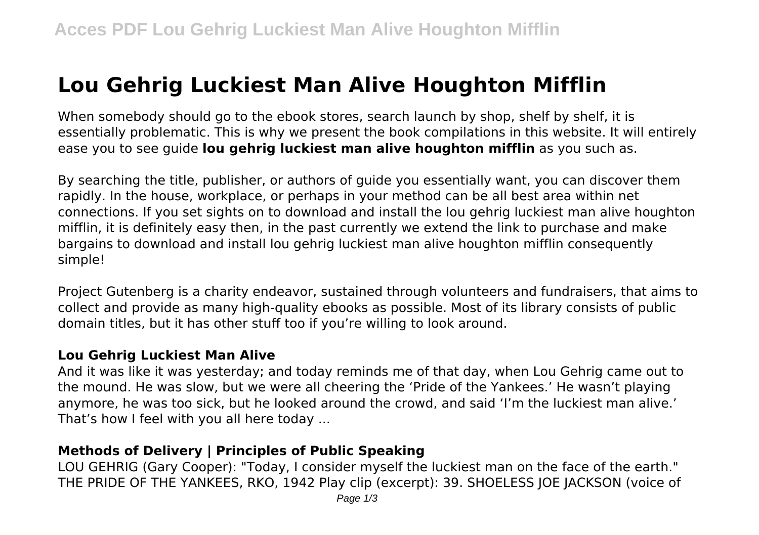# Lou Gehrig Luckiest Man Alive Houghton Mifflin

When somebody should go to the ebook stores, search launch by shop, shelf by shelf, it is essentially problematic. This is why we present the book compilations in this website. It will entirely ease you to see guide **lou gehrig luckiest man alive houghton mifflin** as you such as.

By searching the title, publisher, or authors of guide you essentially want, you can discover them rapidly. In the house, workplace, or perhaps in your method can be all best area within net connections. If you set sights on to download and install the lou gehrig luckiest man alive houghton mifflin, it is definitely easy then, in the past currently we extend the link to purchase and make bargains to download and install lou gehrig luckiest man alive houghton mifflin consequently simple!

Project Gutenberg is a charity endeavor, sustained through volunteers and fundraisers, that aims to collect and provide as many high-quality ebooks as possible. Most of its library consists of public domain titles, but it has other stuff too if you're willing to look around.

### Lou Gehrig Luckiest Man Alive

And it was like it was yesterday; and today reminds me of that day, when Lou Gehrig came out to the mound. He was slow, but we were all cheering the 'Pride of the Yankees.' He wasn't playing anymore, he was too sick, but he looked around the crowd, and said 'I'm the luckiest man alive.' That's how I feel with you all here today ...

### Methods of Delivery | Principles of Public Speaking

LOU GEHRIG (Gary Cooper): "Today, I consider myself the luckiest man on the face of the earth." THE PRIDE OF THE YANKEES, RKO, 1942 Play clip (excerpt): 39. SHOELESS JOE JACKSON (voice of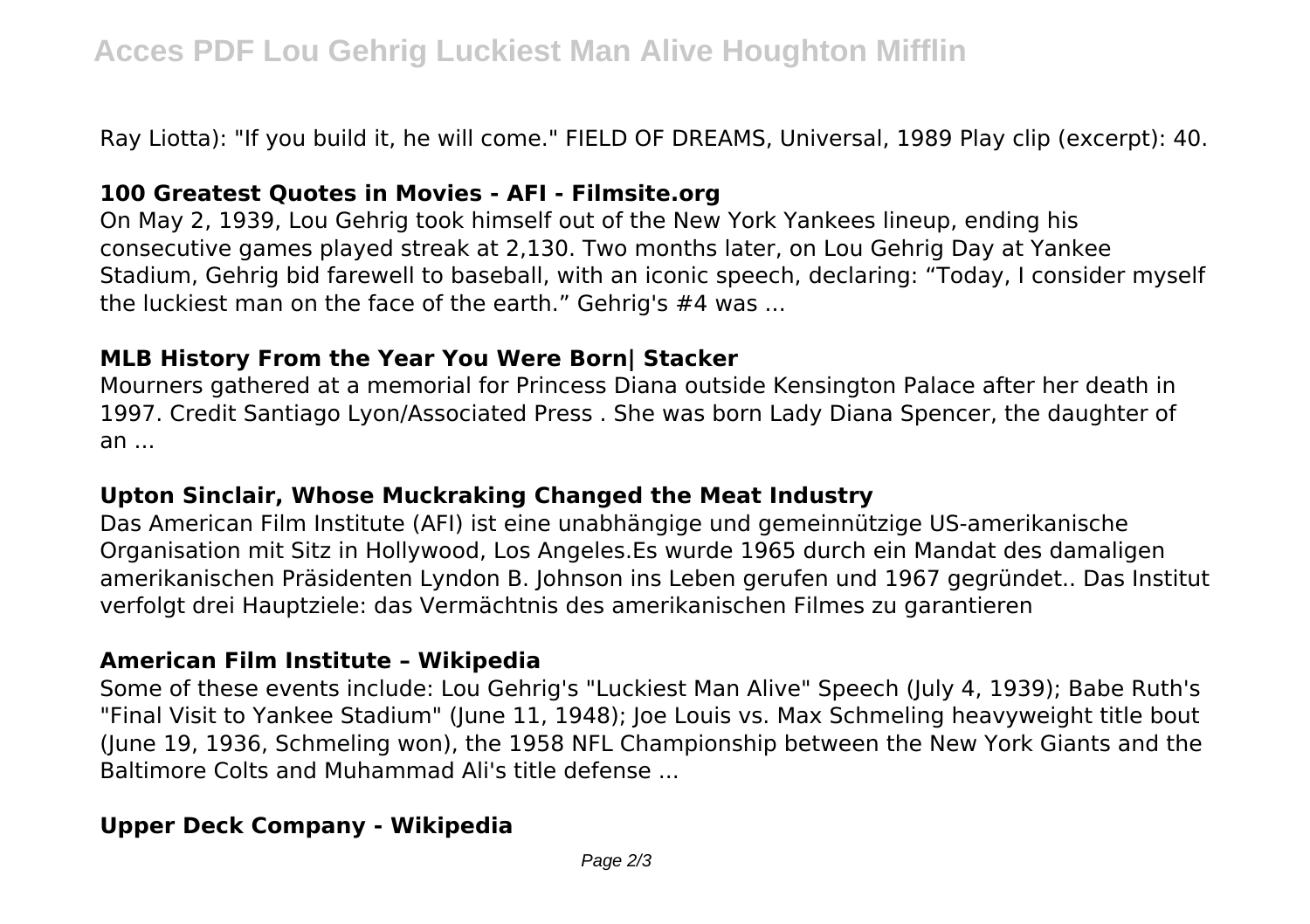Ray Liotta): "If you build it, he will come." FIELD OF DREAMS, Universal, 1989 Play clip (excerpt): 40.

### 100 Greatest Quotes in Movies - AFI - Filmsite.org

On May 2, 1939, Lou Gehrig took himself out of the New York Yankees lineup, ending his consecutive games played streak at 2,130. Two months later, on Lou Gehrig Day at Yankee Stadium, Gehrig bid farewell to baseball, with an iconic speech, declaring: “Today, I consider myself the luckiest man on the face of the earth.” Gehrig's #4 was ...

### MLB History From the Year You Were Born| Stacker

Mourners gathered at a memorial for Princess Diana outside Kensington Palace after her death in 1997. Credit Santiago Lyon/Associated Press . She was born Lady Diana Spencer, the daughter of an ...

### Upton Sinclair, Whose Muckraking Changed the Meat Industry

Das American Film Institute (AFI) ist eine unabhängige und gemeinnützige US-amerikanische Organisation mit Sitz in Hollywood, Los Angeles.Es wurde 1965 durch ein Mandat des damaligen amerikanischen Präsidenten Lyndon B. Johnson ins Leben gerufen und 1967 gegründet.. Das Institut verfolgt drei Hauptziele: das Vermächtnis des amerikanischen Filmes zu garantieren

### American Film Institute – Wikipedia

Some of these events include: Lou Gehrig's "Luckiest Man Alive" Speech (July 4, 1939); Babe Ruth's "Final Visit to Yankee Stadium" (June 11, 1948); Joe Louis vs. Max Schmeling heavyweight title bout (June 19, 1936, Schmeling won), the 1958 NFL Championship between the New York Giants and the Baltimore Colts and Muhammad Ali's title defense ...

### Upper Deck Company - Wikipedia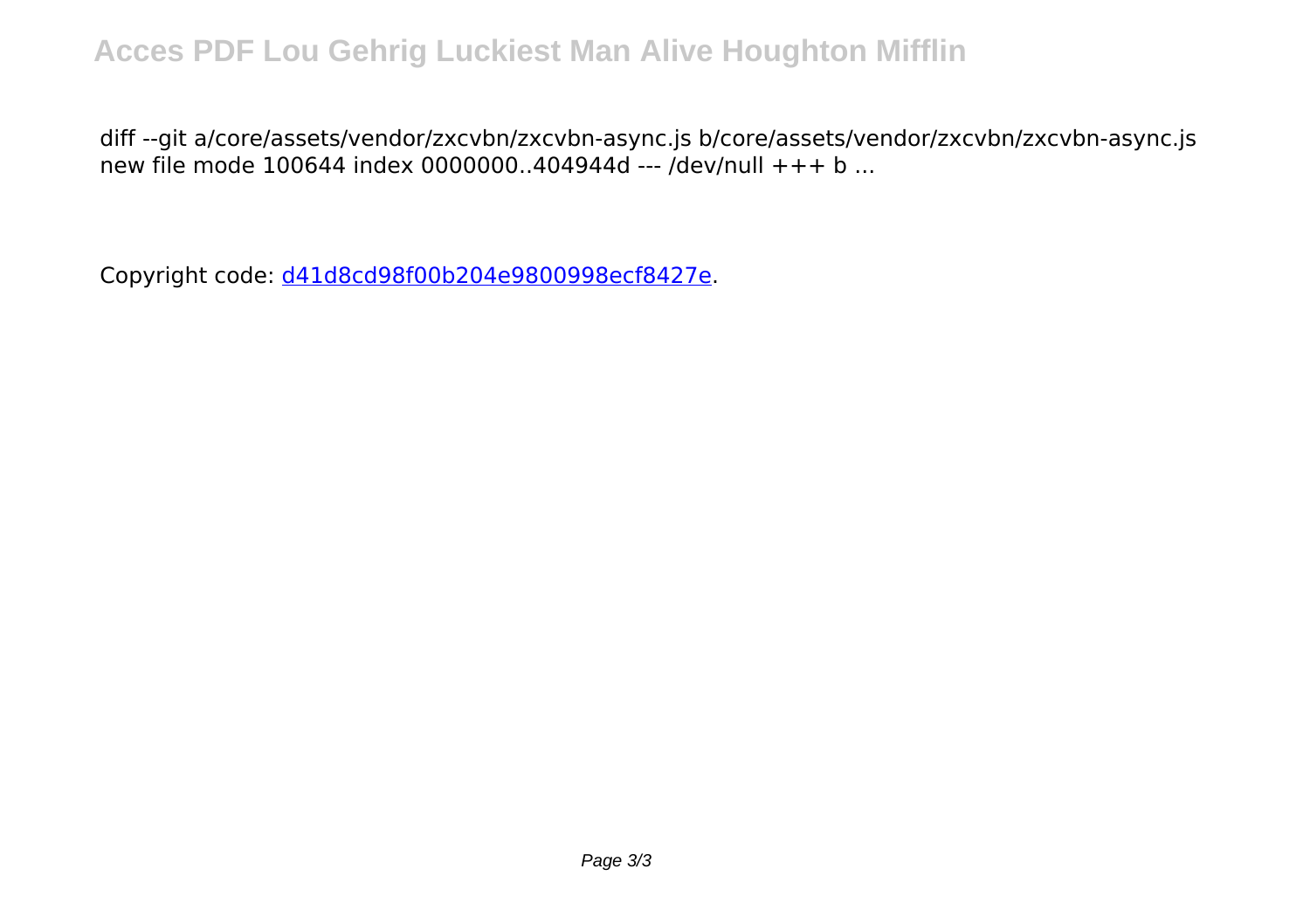diff --git a/core/assets/vendor/zxcvbn/zxcvbn-async.js b/core/assets/vendor/zxcvbn/zxcvbn-async.js new file mode 100644 index 0000000..404944d --- /dev/null +++ b ...

Copyright code: d41d8cd98f00b204e9800998ecf8427e.